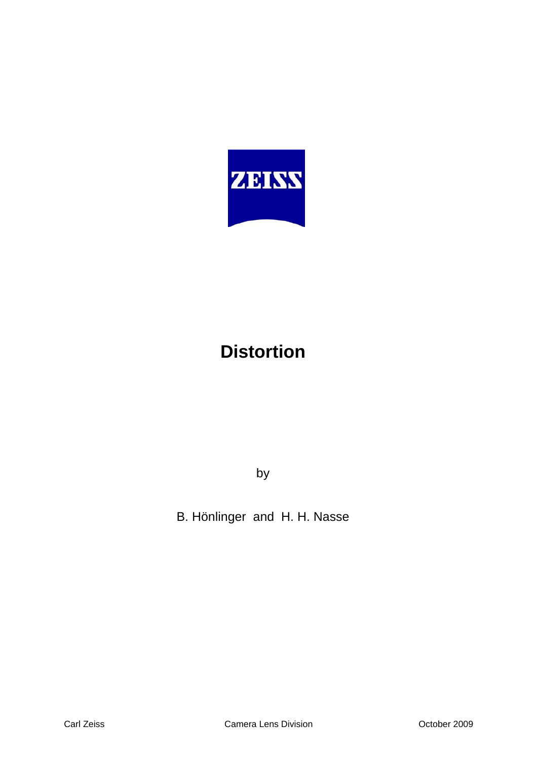ZEISS

# Distortion

by

B. Hönlinger and H. H. Nasse

Carl Zeiss Camera Lens Division October 2009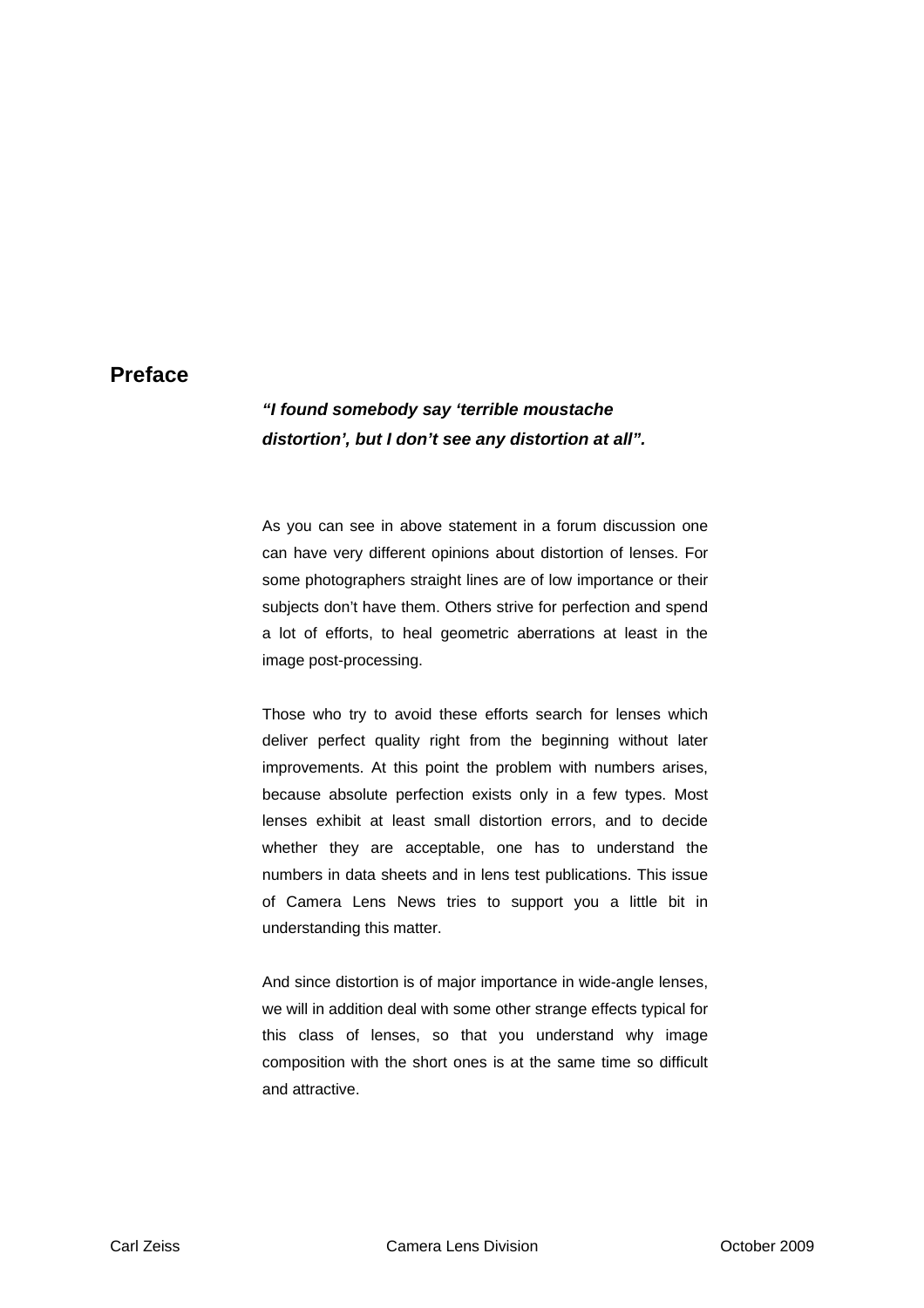## Preface

***"I found somebody say 'terrible moustache distortion', but I don't see any distortion at all".***

As you can see in above statement in a forum discussion one can have very different opinions about distortion of lenses. For some photographers straight lines are of low importance or their subjects don't have them. Others strive for perfection and spend a lot of efforts, to heal geometric aberrations at least in the image post-processing.

Those who try to avoid these efforts search for lenses which deliver perfect quality right from the beginning without later improvements. At this point the problem with numbers arises, because absolute perfection exists only in a few types. Most lenses exhibit at least small distortion errors, and to decide whether they are acceptable, one has to understand the numbers in data sheets and in lens test publications. This issue of Camera Lens News tries to support you a little bit in understanding this matter.

And since distortion is of major importance in wide-angle lenses, we will in addition deal with some other strange effects typical for this class of lenses, so that you understand why image composition with the short ones is at the same time so difficult and attractive.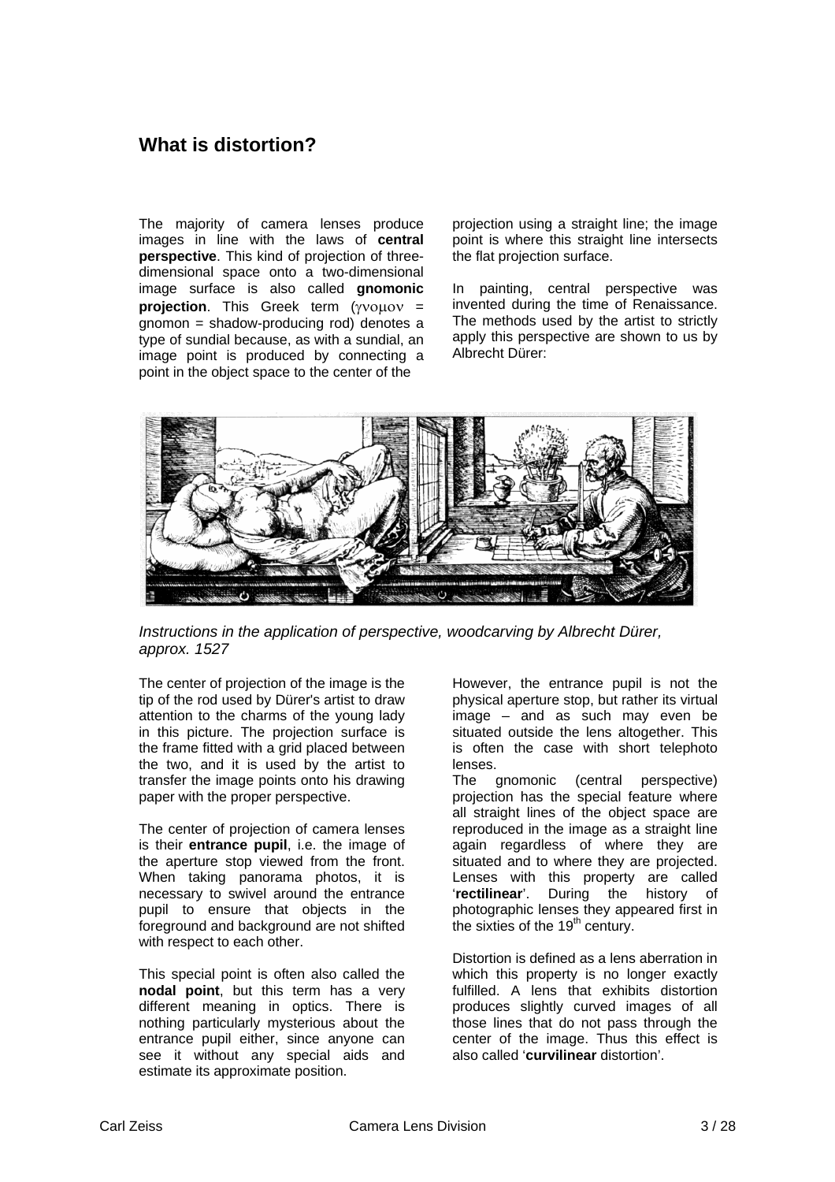## What is distortion?

The majority of camera lenses produce images in line with the laws of **central perspective**. This kind of projection of three-dimensional space onto a two-dimensional image surface is also called **gnomonic projection**. This Greek term (γνομον = gnomon = shadow-producing rod) denotes a type of sundial because, as with a sundial, an image point is produced by connecting a point in the object space to the center of the projection using a straight line; the image point is where this straight line intersects the flat projection surface.

In painting, central perspective was invented during the time of Renaissance. The methods used by the artist to strictly apply this perspective are shown to us by Albrecht Dürer:

*Instructions in the application of perspective, woodcarving by Albrecht Dürer, approx. 1527*

The center of projection of the image is the tip of the rod used by Dürer's artist to draw attention to the charms of the young lady in this picture. The projection surface is the frame fitted with a grid placed between the two, and it is used by the artist to transfer the image points onto his drawing paper with the proper perspective.

The center of projection of camera lenses is their **entrance pupil**, i.e. the image of the aperture stop viewed from the front. When taking panorama photos, it is necessary to swivel around the entrance pupil to ensure that objects in the foreground and background are not shifted with respect to each other.

This special point is often also called the **nodal point**, but this term has a very different meaning in optics. There is nothing particularly mysterious about the entrance pupil either, since anyone can see it without any special aids and estimate its approximate position.

However, the entrance pupil is not the physical aperture stop, but rather its virtual image – and as such may even be situated outside the lens altogether. This is often the case with short telephoto lenses.

The gnomonic (central perspective) projection has the special feature where all straight lines of the object space are reproduced in the image as a straight line again regardless of where they are situated and to where they are projected. Lenses with this property are called '**rectilinear**'. During the history of photographic lenses they appeared first in the sixties of the 19th century.

Distortion is defined as a lens aberration in which this property is no longer exactly fulfilled. A lens that exhibits distortion produces slightly curved images of all those lines that do not pass through the center of the image. Thus this effect is also called '**curvilinear** distortion'.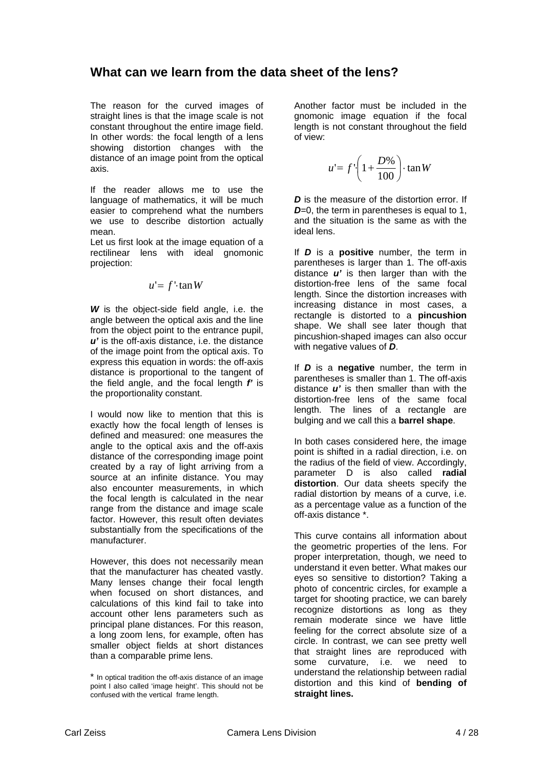## What can we learn from the data sheet of the lens?

The reason for the curved images of straight lines is that the image scale is not constant throughout the entire image field. In other words: the focal length of a lens showing distortion changes with the distance of an image point from the optical axis.

If the reader allows me to use the language of mathematics, it will be much easier to comprehend what the numbers we use to describe distortion actually mean.

Let us first look at the image equation of a rectilinear lens with ideal gnomonic projection:

$$u' = f' \cdot \tan W$$

***W*** is the object-side field angle, i.e. the angle between the optical axis and the line from the object point to the entrance pupil, ***u'*** is the off-axis distance, i.e. the distance of the image point from the optical axis. To express this equation in words: the off-axis distance is proportional to the tangent of the field angle, and the focal length ***f'*** is the proportionality constant.

I would now like to mention that this is exactly how the focal length of lenses is defined and measured: one measures the angle to the optical axis and the off-axis distance of the corresponding image point created by a ray of light arriving from a source at an infinite distance. You may also encounter measurements, in which the focal length is calculated in the near range from the distance and image scale factor. However, this result often deviates substantially from the specifications of the manufacturer.

However, this does not necessarily mean that the manufacturer has cheated vastly. Many lenses change their focal length when focused on short distances, and calculations of this kind fail to take into account other lens parameters such as principal plane distances. For this reason, a long zoom lens, for example, often has smaller object fields at short distances than a comparable prime lens.

Another factor must be included in the gnomonic image equation if the focal length is not constant throughout the field of view:

$$u' = f' \cdot \left(1 + \frac{D\%}{100}\right) \cdot \tan W$$

***D*** is the measure of the distortion error. If ***D***=0, the term in parentheses is equal to 1, and the situation is the same as with the ideal lens.

If ***D*** is a **positive** number, the term in parentheses is larger than 1. The off-axis distance ***u'*** is then larger than with the distortion-free lens of the same focal length. Since the distortion increases with increasing distance in most cases, a rectangle is distorted to a **pincushion** shape. We shall see later though that pincushion-shaped images can also occur with negative values of ***D***.

If ***D*** is a **negative** number, the term in parentheses is smaller than 1. The off-axis distance ***u'*** is then smaller than with the distortion-free lens of the same focal length. The lines of a rectangle are bulging and we call this a **barrel shape**.

In both cases considered here, the image point is shifted in a radial direction, i.e. on the radius of the field of view. Accordingly, parameter D is also called **radial distortion**. Our data sheets specify the radial distortion by means of a curve, i.e. as a percentage value as a function of the off-axis distance *.

This curve contains all information about the geometric properties of the lens. For proper interpretation, though, we need to understand it even better. What makes our eyes so sensitive to distortion? Taking a photo of concentric circles, for example a target for shooting practice, we can barely recognize distortions as long as they remain moderate since we have little feeling for the correct absolute size of a circle. In contrast, we can see pretty well that straight lines are reproduced with some curvature, i.e. we need to understand the relationship between radial distortion and this kind of **bending of straight lines.**

* In optical tradition the off-axis distance of an image point I also called 'image height'. This should not be confused with the vertical frame length.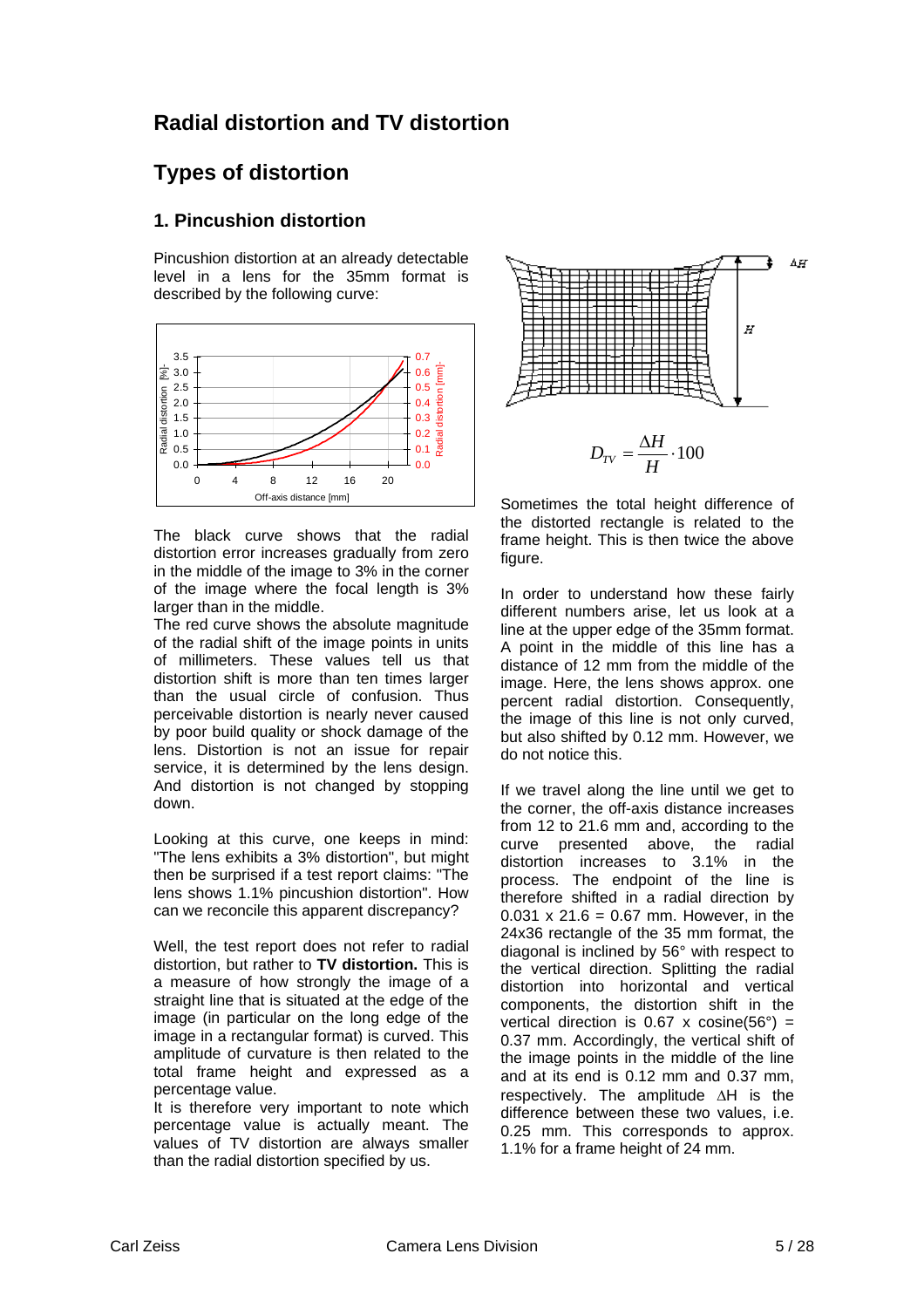# Radial distortion and TV distortion

## Types of distortion

### 1. Pincushion distortion

Pincushion distortion at an already detectable level in a lens for the 35mm format is described by the following curve:

The black curve shows that the radial distortion error increases gradually from zero in the middle of the image to 3% in the corner of the image where the focal length is 3% larger than in the middle.

The red curve shows the absolute magnitude of the radial shift of the image points in units of millimeters. These values tell us that distortion shift is more than ten times larger than the usual circle of confusion. Thus perceivable distortion is nearly never caused by poor build quality or shock damage of the lens. Distortion is not an issue for repair service, it is determined by the lens design. And distortion is not changed by stopping down.

Looking at this curve, one keeps in mind: "The lens exhibits a 3% distortion", but might then be surprised if a test report claims: "The lens shows 1.1% pincushion distortion". How can we reconcile this apparent discrepancy?

Well, the test report does not refer to radial distortion, but rather to **TV distortion.** This is a measure of how strongly the image of a straight line that is situated at the edge of the image (in particular on the long edge of the image in a rectangular format) is curved. This amplitude of curvature is then related to the total frame height and expressed as a percentage value.

It is therefore very important to note which percentage value is actually meant. The values of TV distortion are always smaller than the radial distortion specified by us.

$$D_{TV} = \frac{\Delta H}{H} \cdot 100$$

Sometimes the total height difference of the distorted rectangle is related to the frame height. This is then twice the above figure.

In order to understand how these fairly different numbers arise, let us look at a line at the upper edge of the 35mm format. A point in the middle of this line has a distance of 12 mm from the middle of the image. Here, the lens shows approx. one percent radial distortion. Consequently, the image of this line is not only curved, but also shifted by 0.12 mm. However, we do not notice this.

If we travel along the line until we get to the corner, the off-axis distance increases from 12 to 21.6 mm and, according to the curve presented above, the radial distortion increases to 3.1% in the process. The endpoint of the line is therefore shifted in a radial direction by 0.031 x 21.6 = 0.67 mm. However, in the 24x36 rectangle of the 35 mm format, the diagonal is inclined by 56° with respect to the vertical direction. Splitting the radial distortion into horizontal and vertical components, the distortion shift in the vertical direction is 0.67 x cosine(56°) = 0.37 mm. Accordingly, the vertical shift of the image points in the middle of the line and at its end is 0.12 mm and 0.37 mm, respectively. The amplitude ΔH is the difference between these two values, i.e. 0.25 mm. This corresponds to approx. 1.1% for a frame height of 24 mm.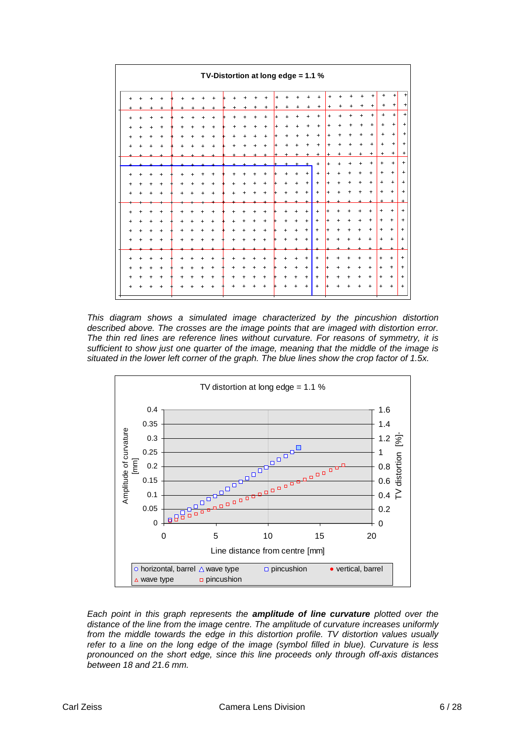**TV-Distortion at long edge = 1.1 %**

*This diagram shows a simulated image characterized by the pincushion distortion described above. The crosses are the image points that are imaged with distortion error. The thin red lines are reference lines without curvature. For reasons of symmetry, it is sufficient to show just one quarter of the image, meaning that the middle of the image is situated in the lower left corner of the graph. The blue lines show the crop factor of 1.5x.*

**TV distortion at long edge = 1.1 %**

Amplitude of curvature [mm] / TV distortion [%] / Line distance from centre [mm]

Legend: horizontal, barrel; wave type; pincushion; vertical, barrel; wave type; pincushion

*Each point in this graph represents the* ***amplitude of line curvature*** *plotted over the distance of the line from the image centre. The amplitude of curvature increases uniformly from the middle towards the edge in this distortion profile. TV distortion values usually refer to a line on the long edge of the image (symbol filled in blue). Curvature is less pronounced on the short edge, since this line proceeds only through off-axis distances between 18 and 21.6 mm.*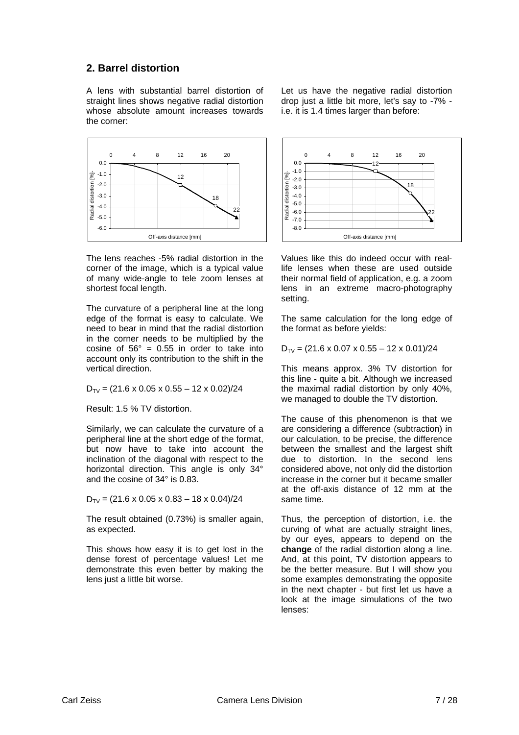## 2. Barrel distortion

A lens with substantial barrel distortion of straight lines shows negative radial distortion whose absolute amount increases towards the corner:

The lens reaches -5% radial distortion in the corner of the image, which is a typical value of many wide-angle to tele zoom lenses at shortest focal length.

The curvature of a peripheral line at the long edge of the format is easy to calculate. We need to bear in mind that the radial distortion in the corner needs to be multiplied by the cosine of 56° = 0.55 in order to take into account only its contribution to the shift in the vertical direction.

$D_{TV}$ = (21.6 x 0.05 x 0.55 – 12 x 0.02)/24

Result: 1.5 % TV distortion.

Similarly, we can calculate the curvature of a peripheral line at the short edge of the format, but now have to take into account the inclination of the diagonal with respect to the horizontal direction. This angle is only 34° and the cosine of 34° is 0.83.

$D_{TV}$ = (21.6 x 0.05 x 0.83 – 18 x 0.04)/24

The result obtained (0.73%) is smaller again, as expected.

This shows how easy it is to get lost in the dense forest of percentage values! Let me demonstrate this even better by making the lens just a little bit worse.

Let us have the negative radial distortion drop just a little bit more, let's say to -7% - i.e. it is 1.4 times larger than before:

Values like this do indeed occur with real-life lenses when these are used outside their normal field of application, e.g. a zoom lens in an extreme macro-photography setting.

The same calculation for the long edge of the format as before yields:

$D_{TV}$ = (21.6 x 0.07 x 0.55 – 12 x 0.01)/24

This means approx. 3% TV distortion for this line - quite a bit. Although we increased the maximal radial distortion by only 40%, we managed to double the TV distortion.

The cause of this phenomenon is that we are considering a difference (subtraction) in our calculation, to be precise, the difference between the smallest and the largest shift due to distortion. In the second lens considered above, not only did the distortion increase in the corner but it became smaller at the off-axis distance of 12 mm at the same time.

Thus, the perception of distortion, i.e. the curving of what are actually straight lines, by our eyes, appears to depend on the **change** of the radial distortion along a line. And, at this point, TV distortion appears to be the better measure. But I will show you some examples demonstrating the opposite in the next chapter - but first let us have a look at the image simulations of the two lenses: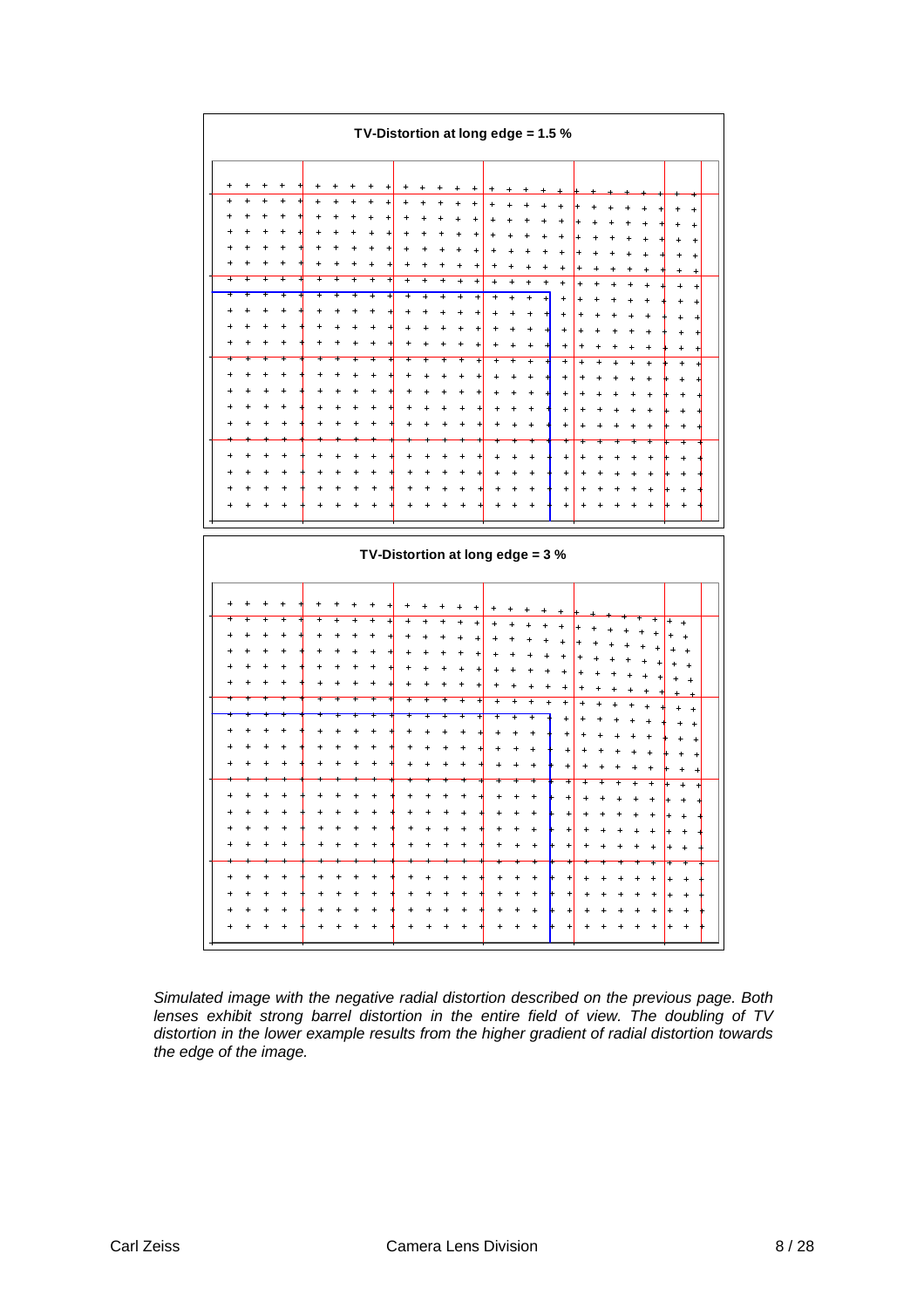**TV-Distortion at long edge = 1.5 %**

**TV-Distortion at long edge = 3 %**

*Simulated image with the negative radial distortion described on the previous page. Both lenses exhibit strong barrel distortion in the entire field of view. The doubling of TV distortion in the lower example results from the higher gradient of radial distortion towards the edge of the image.*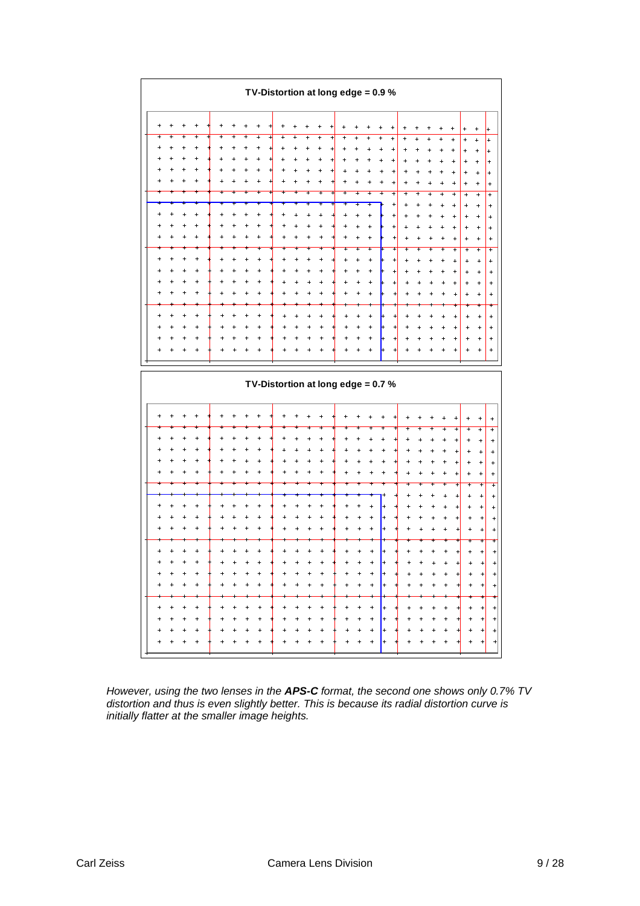**TV-Distortion at long edge = 0.9 %**

**TV-Distortion at long edge = 0.7 %**

*However, using the two lenses in the* ***APS-C*** *format, the second one shows only 0.7% TV distortion and thus is even slightly better. This is because its radial distortion curve is initially flatter at the smaller image heights.*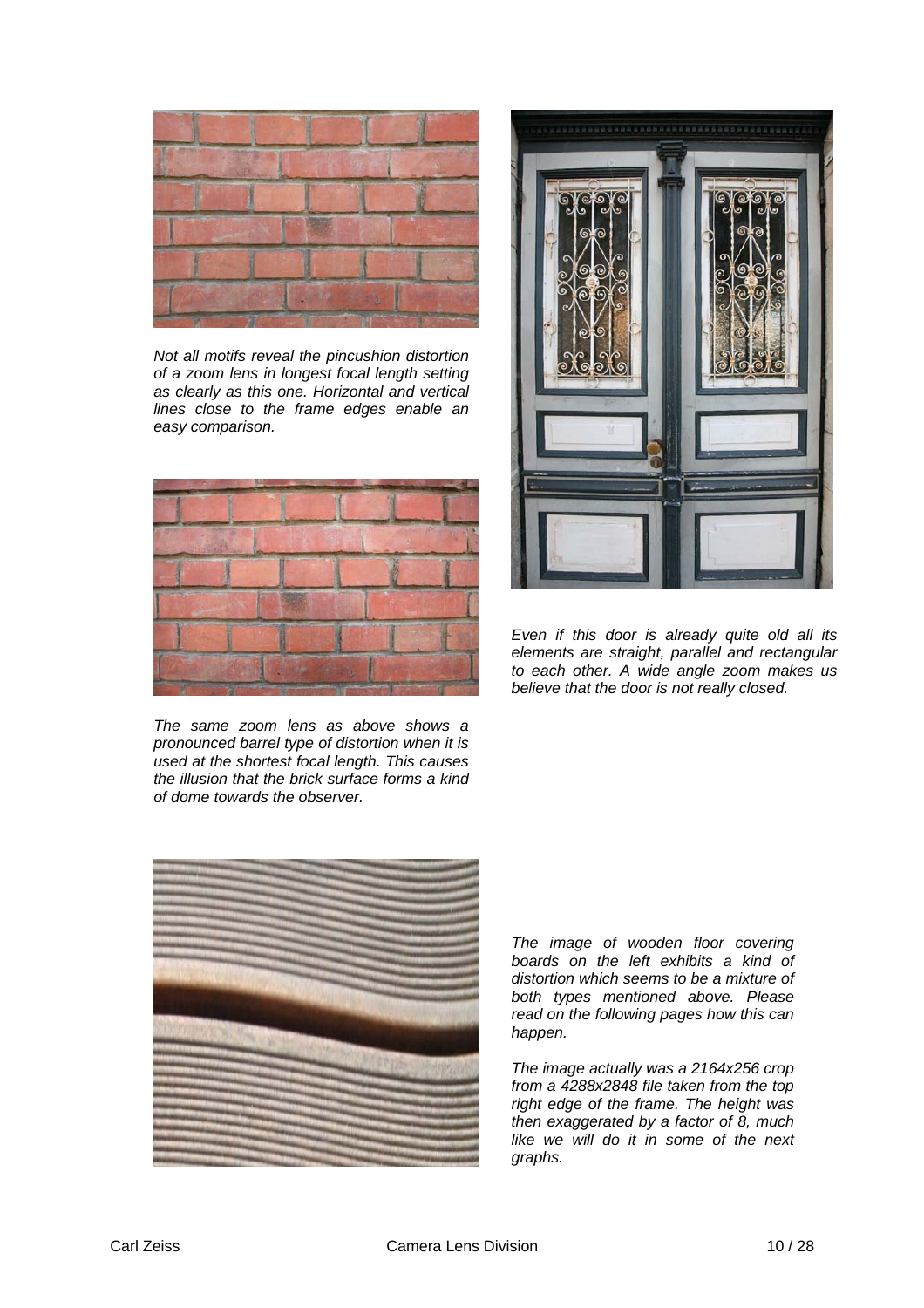*Not all motifs reveal the pincushion distortion of a zoom lens in longest focal length setting as clearly as this one. Horizontal and vertical lines close to the frame edges enable an easy comparison.*

*The same zoom lens as above shows a pronounced barrel type of distortion when it is used at the shortest focal length. This causes the illusion that the brick surface forms a kind of dome towards the observer.*

*Even if this door is already quite old all its elements are straight, parallel and rectangular to each other. A wide angle zoom makes us believe that the door is not really closed.*

*The image of wooden floor covering boards on the left exhibits a kind of distortion which seems to be a mixture of both types mentioned above. Please read on the following pages how this can happen.*

*The image actually was a 2164x256 crop from a 4288x2848 file taken from the top right edge of the frame. The height was then exaggerated by a factor of 8, much like we will do it in some of the next graphs.*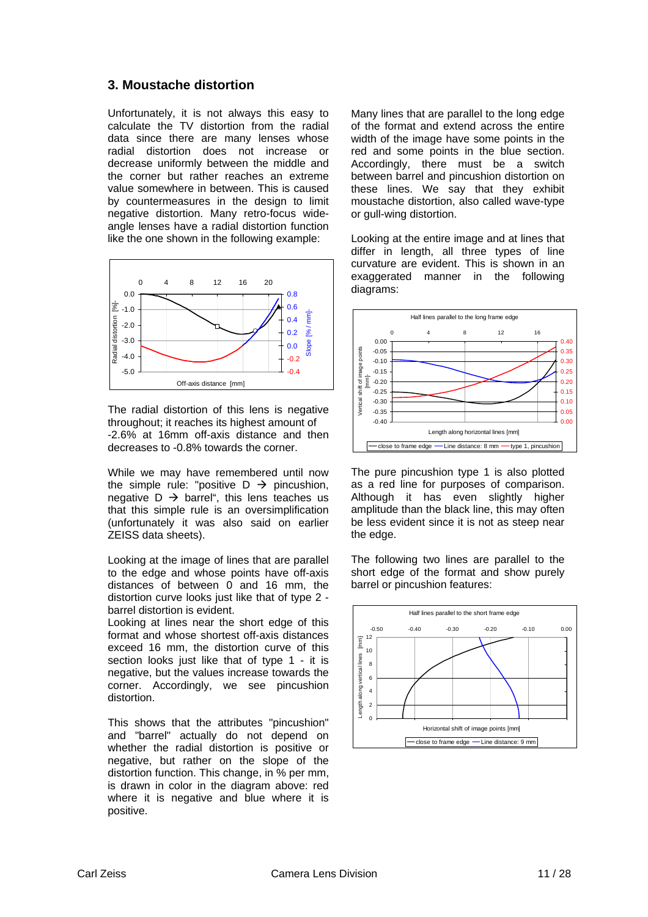## 3. Moustache distortion

Unfortunately, it is not always this easy to calculate the TV distortion from the radial data since there are many lenses whose radial distortion does not increase or decrease uniformly between the middle and the corner but rather reaches an extreme value somewhere in between. This is caused by countermeasures in the design to limit negative distortion. Many retro-focus wide-angle lenses have a radial distortion function like the one shown in the following example:

The radial distortion of this lens is negative throughout; it reaches its highest amount of -2.6% at 16mm off-axis distance and then decreases to -0.8% towards the corner.

While we may have remembered until now the simple rule: "positive D → pincushion, negative D → barrel", this lens teaches us that this simple rule is an oversimplification (unfortunately it was also said on earlier ZEISS data sheets).

Looking at the image of lines that are parallel to the edge and whose points have off-axis distances of between 0 and 16 mm, the distortion curve looks just like that of type 2 - barrel distortion is evident.

Looking at lines near the short edge of this format and whose shortest off-axis distances exceed 16 mm, the distortion curve of this section looks just like that of type 1 - it is negative, but the values increase towards the corner. Accordingly, we see pincushion distortion.

This shows that the attributes "pincushion" and "barrel" actually do not depend on whether the radial distortion is positive or negative, but rather on the slope of the distortion function. This change, in % per mm, is drawn in color in the diagram above: red where it is negative and blue where it is positive.

Many lines that are parallel to the long edge of the format and extend across the entire width of the image have some points in the red and some points in the blue section. Accordingly, there must be a switch between barrel and pincushion distortion on these lines. We say that they exhibit moustache distortion, also called wave-type or gull-wing distortion.

Looking at the entire image and at lines that differ in length, all three types of line curvature are evident. This is shown in an exaggerated manner in the following diagrams:

The pure pincushion type 1 is also plotted as a red line for purposes of comparison. Although it has even slightly higher amplitude than the black line, this may often be less evident since it is not as steep near the edge.

The following two lines are parallel to the short edge of the format and show purely barrel or pincushion features: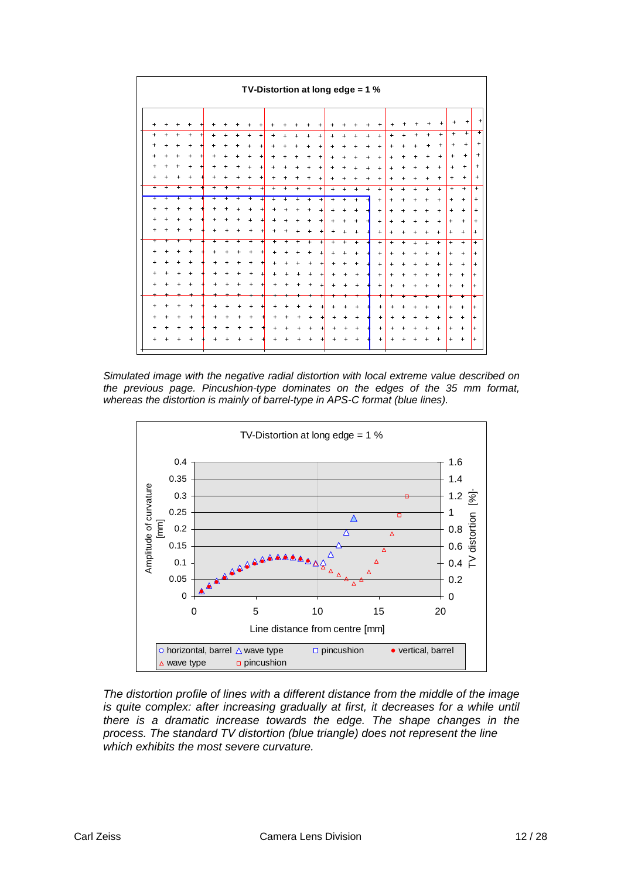*Simulated image with the negative radial distortion with local extreme value described on the previous page. Pincushion-type dominates on the edges of the 35 mm format, whereas the distortion is mainly of barrel-type in APS-C format (blue lines).*

*The distortion profile of lines with a different distance from the middle of the image is quite complex: after increasing gradually at first, it decreases for a while until there is a dramatic increase towards the edge. The shape changes in the process. The standard TV distortion (blue triangle) does not represent the line which exhibits the most severe curvature.*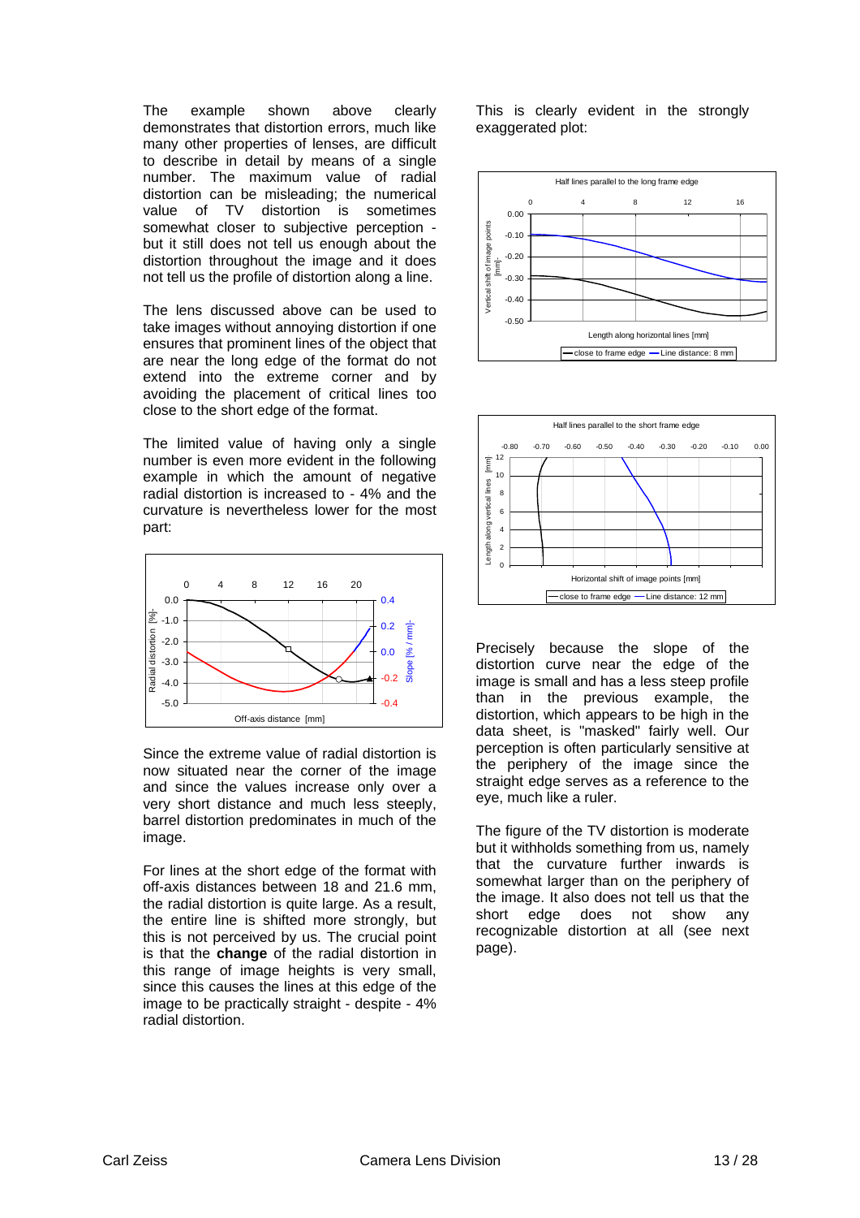The example shown above clearly demonstrates that distortion errors, much like many other properties of lenses, are difficult to describe in detail by means of a single number. The maximum value of radial distortion can be misleading; the numerical value of TV distortion is sometimes somewhat closer to subjective perception - but it still does not tell us enough about the distortion throughout the image and it does not tell us the profile of distortion along a line.

The lens discussed above can be used to take images without annoying distortion if one ensures that prominent lines of the object that are near the long edge of the format do not extend into the extreme corner and by avoiding the placement of critical lines too close to the short edge of the format.

The limited value of having only a single number is even more evident in the following example in which the amount of negative radial distortion is increased to - 4% and the curvature is nevertheless lower for the most part:

Since the extreme value of radial distortion is now situated near the corner of the image and since the values increase only over a very short distance and much less steeply, barrel distortion predominates in much of the image.

For lines at the short edge of the format with off-axis distances between 18 and 21.6 mm, the radial distortion is quite large. As a result, the entire line is shifted more strongly, but this is not perceived by us. The crucial point is that the **change** of the radial distortion in this range of image heights is very small, since this causes the lines at this edge of the image to be practically straight - despite - 4% radial distortion.

This is clearly evident in the strongly exaggerated plot:

Precisely because the slope of the distortion curve near the edge of the image is small and has a less steep profile than in the previous example, the distortion, which appears to be high in the data sheet, is "masked" fairly well. Our perception is often particularly sensitive at the periphery of the image since the straight edge serves as a reference to the eye, much like a ruler.

The figure of the TV distortion is moderate but it withholds something from us, namely that the curvature further inwards is somewhat larger than on the periphery of the image. It also does not tell us that the short edge does not show any recognizable distortion at all (see next page).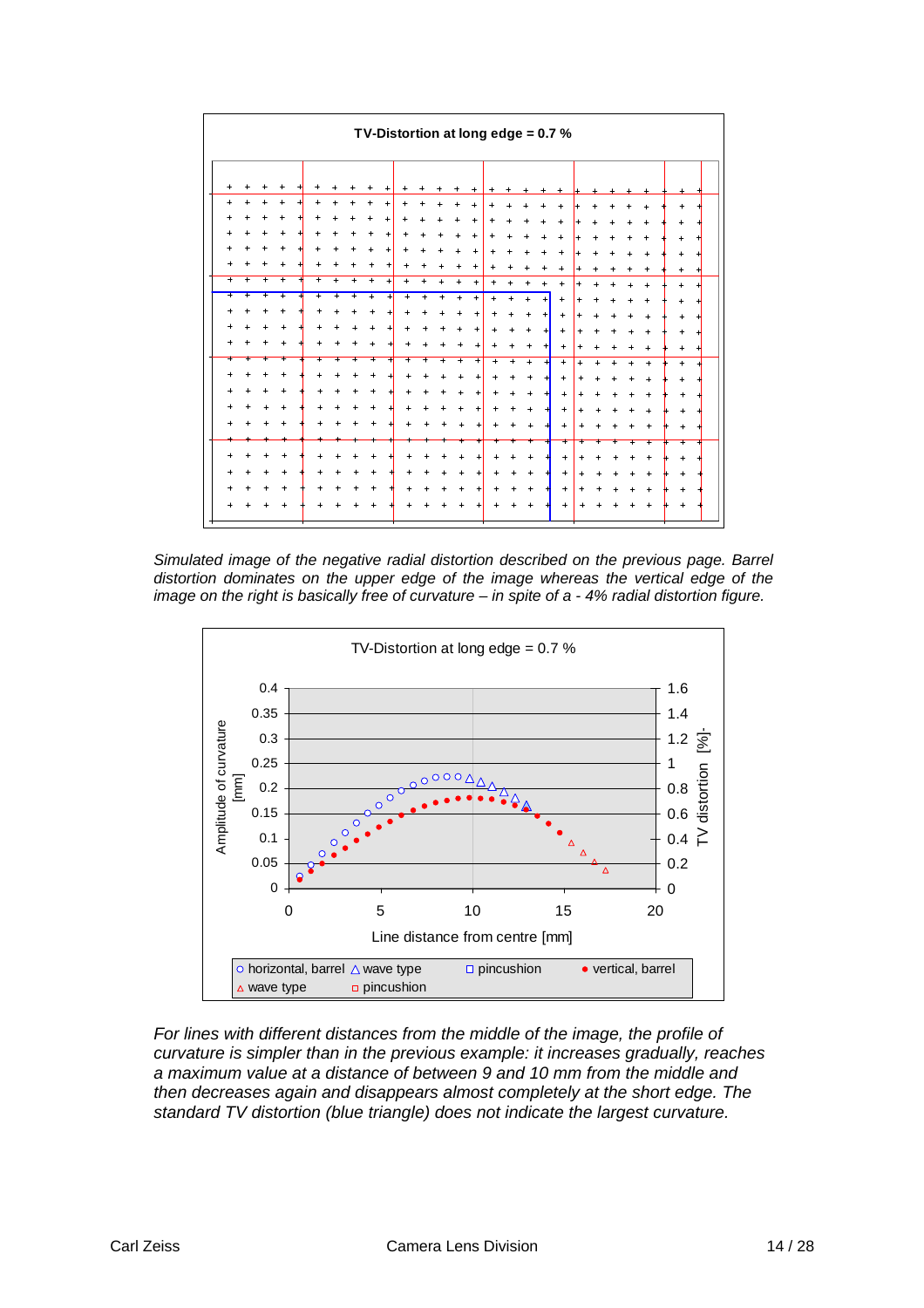*Simulated image of the negative radial distortion described on the previous page. Barrel distortion dominates on the upper edge of the image whereas the vertical edge of the image on the right is basically free of curvature – in spite of a - 4% radial distortion figure.*

*For lines with different distances from the middle of the image, the profile of curvature is simpler than in the previous example: it increases gradually, reaches a maximum value at a distance of between 9 and 10 mm from the middle and then decreases again and disappears almost completely at the short edge. The standard TV distortion (blue triangle) does not indicate the largest curvature.*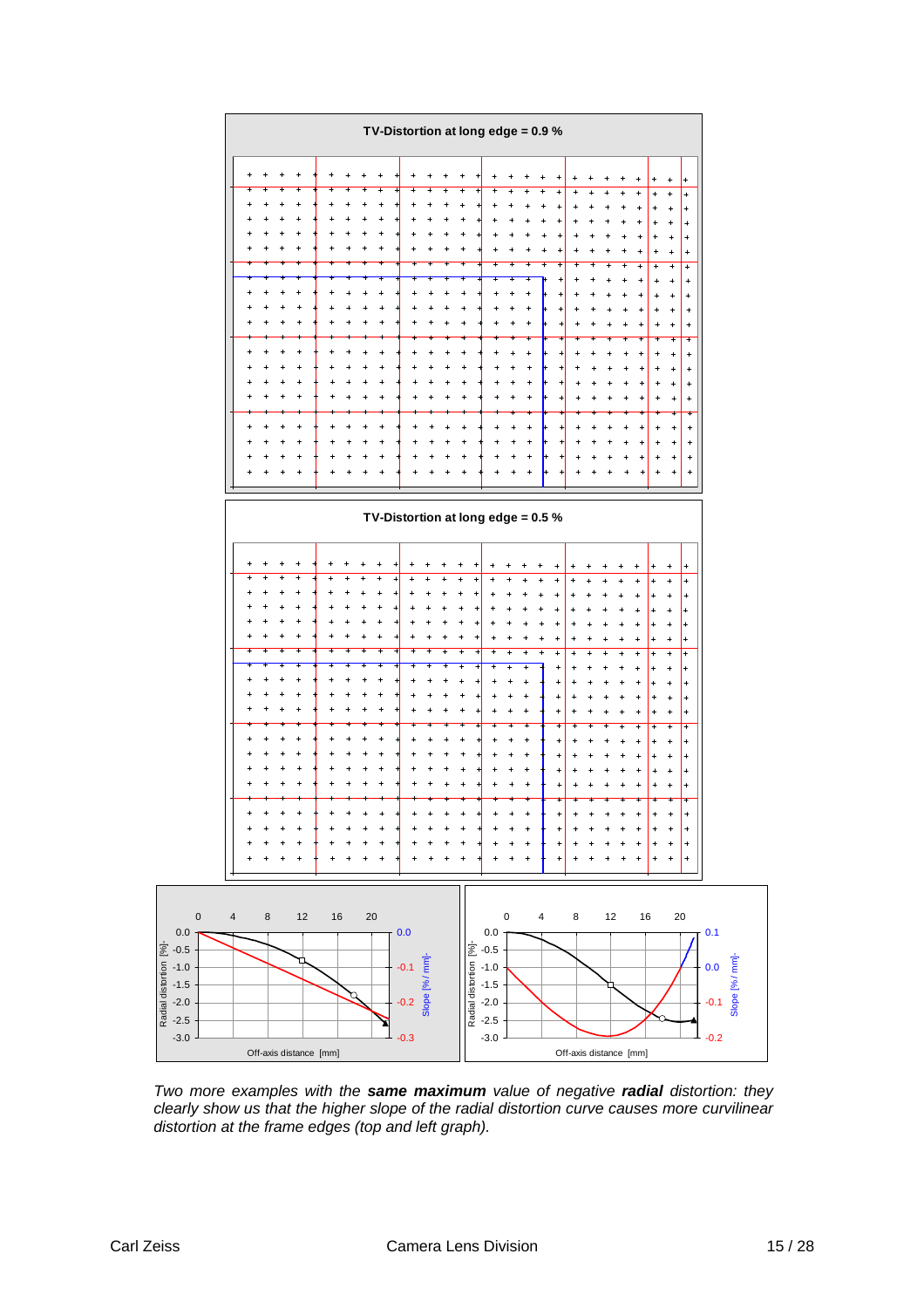**TV-Distortion at long edge = 0.9 %**

**TV-Distortion at long edge = 0.5 %**

*Two more examples with the **same maximum** value of negative **radial** distortion: they clearly show us that the higher slope of the radial distortion curve causes more curvilinear distortion at the frame edges (top and left graph).*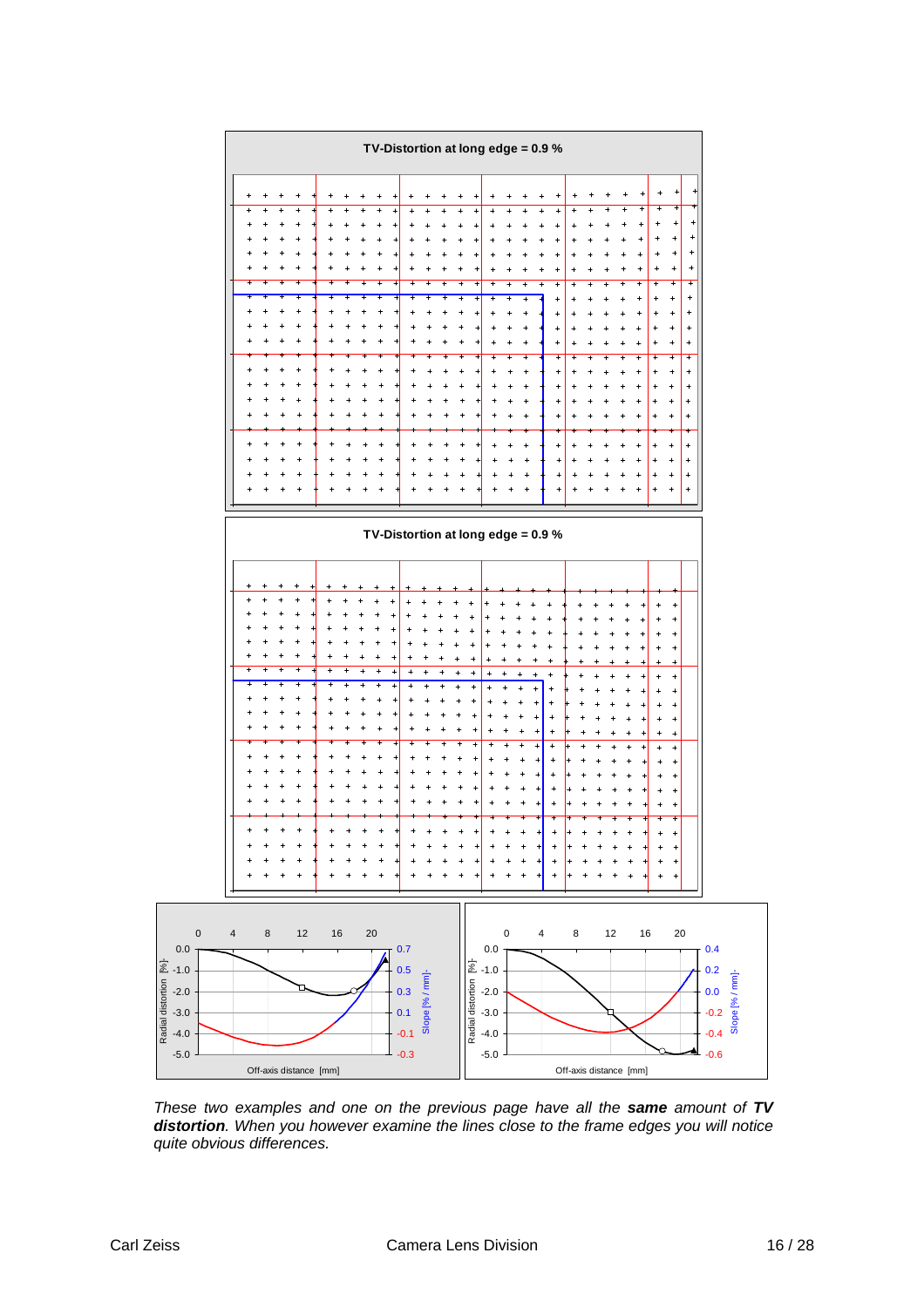**TV-Distortion at long edge = 0.9 %**

**TV-Distortion at long edge = 0.9 %**

*These two examples and one on the previous page have all the **same** amount of **TV distortion**. When you however examine the lines close to the frame edges you will notice quite obvious differences.*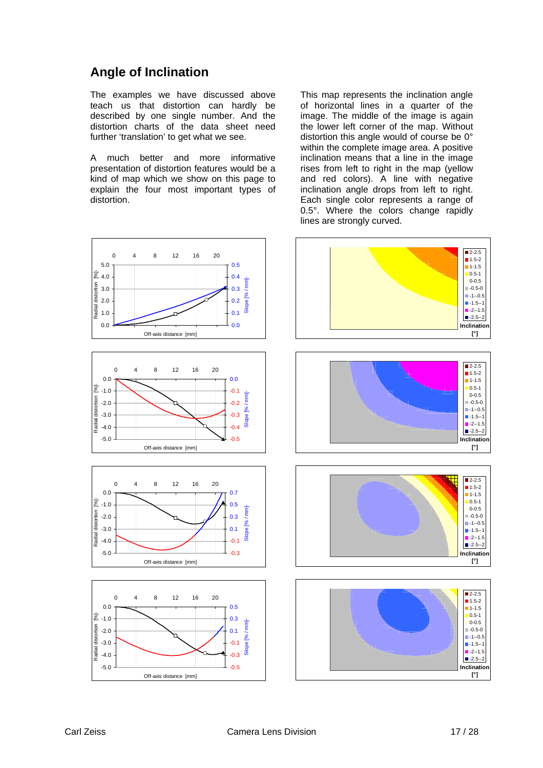# Angle of Inclination

The examples we have discussed above teach us that distortion can hardly be described by one single number. And the distortion charts of the data sheet need further 'translation' to get what we see.

A much better and more informative presentation of distortion features would be a kind of map which we show on this page to explain the four most important types of distortion.

This map represents the inclination angle of horizontal lines in a quarter of the image. The middle of the image is again the lower left corner of the map. Without distortion this angle would of course be 0° within the complete image area. A positive inclination means that a line in the image rises from left to right in the map (yellow and red colors). A line with negative inclination angle drops from left to right. Each single color represents a range of 0.5°. Where the colors change rapidly lines are strongly curved.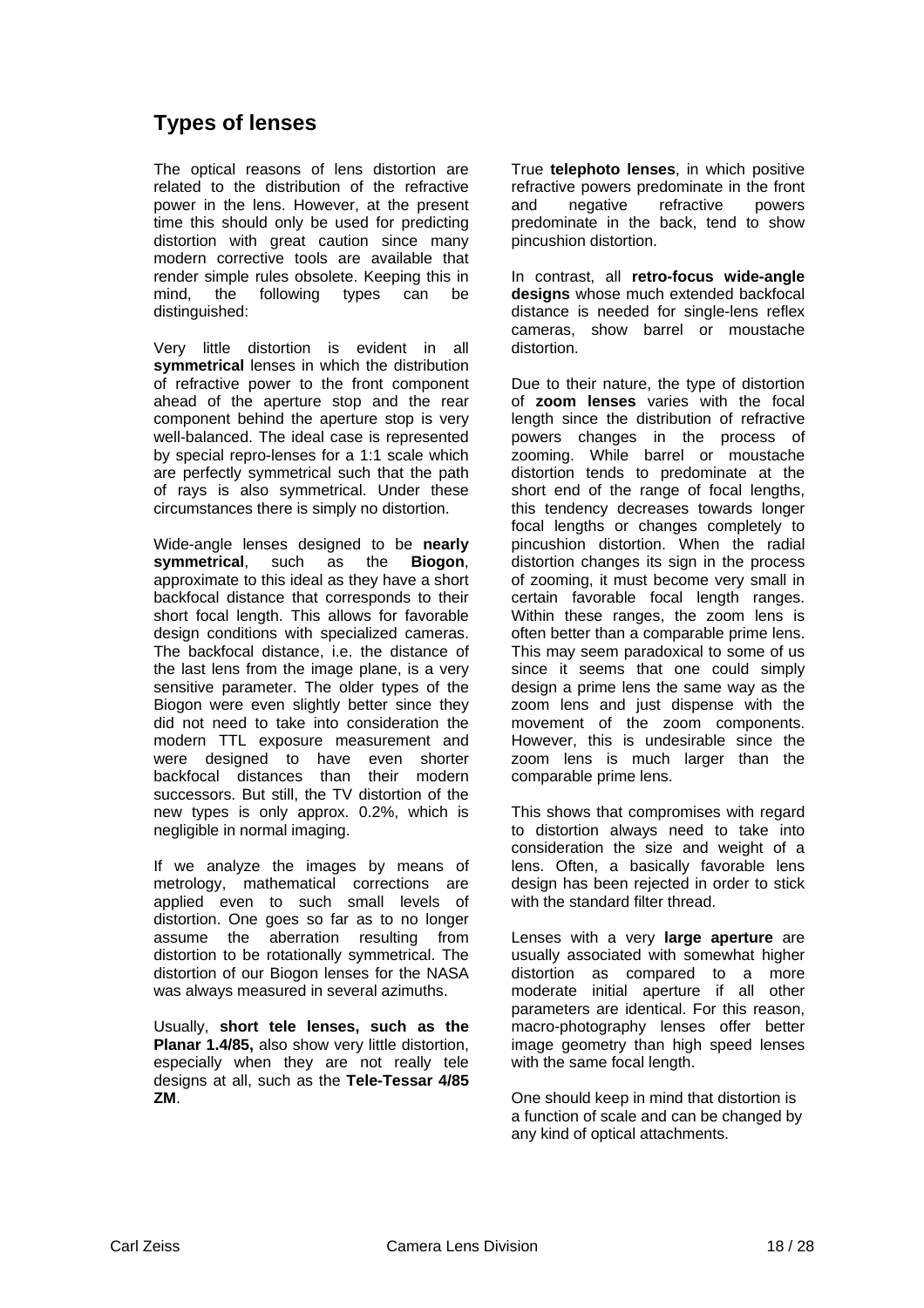## Types of lenses

The optical reasons of lens distortion are related to the distribution of the refractive power in the lens. However, at the present time this should only be used for predicting distortion with great caution since many modern corrective tools are available that render simple rules obsolete. Keeping this in mind, the following types can be distinguished:

Very little distortion is evident in all **symmetrical** lenses in which the distribution of refractive power to the front component ahead of the aperture stop and the rear component behind the aperture stop is very well-balanced. The ideal case is represented by special repro-lenses for a 1:1 scale which are perfectly symmetrical such that the path of rays is also symmetrical. Under these circumstances there is simply no distortion.

Wide-angle lenses designed to be **nearly symmetrical**, such as the **Biogon**, approximate to this ideal as they have a short backfocal distance that corresponds to their short focal length. This allows for favorable design conditions with specialized cameras. The backfocal distance, i.e. the distance of the last lens from the image plane, is a very sensitive parameter. The older types of the Biogon were even slightly better since they did not need to take into consideration the modern TTL exposure measurement and were designed to have even shorter backfocal distances than their modern successors. But still, the TV distortion of the new types is only approx. 0.2%, which is negligible in normal imaging.

If we analyze the images by means of metrology, mathematical corrections are applied even to such small levels of distortion. One goes so far as to no longer assume the aberration resulting from distortion to be rotationally symmetrical. The distortion of our Biogon lenses for the NASA was always measured in several azimuths.

Usually, **short tele lenses, such as the Planar 1.4/85,** also show very little distortion, especially when they are not really tele designs at all, such as the **Tele-Tessar 4/85 ZM**.

True **telephoto lenses**, in which positive refractive powers predominate in the front and negative refractive powers predominate in the back, tend to show pincushion distortion.

In contrast, all **retro-focus wide-angle designs** whose much extended backfocal distance is needed for single-lens reflex cameras, show barrel or moustache distortion.

Due to their nature, the type of distortion of **zoom lenses** varies with the focal length since the distribution of refractive powers changes in the process of zooming. While barrel or moustache distortion tends to predominate at the short end of the range of focal lengths, this tendency decreases towards longer focal lengths or changes completely to pincushion distortion. When the radial distortion changes its sign in the process of zooming, it must become very small in certain favorable focal length ranges. Within these ranges, the zoom lens is often better than a comparable prime lens. This may seem paradoxical to some of us since it seems that one could simply design a prime lens the same way as the zoom lens and just dispense with the movement of the zoom components. However, this is undesirable since the zoom lens is much larger than the comparable prime lens.

This shows that compromises with regard to distortion always need to take into consideration the size and weight of a lens. Often, a basically favorable lens design has been rejected in order to stick with the standard filter thread.

Lenses with a very **large aperture** are usually associated with somewhat higher distortion as compared to a more moderate initial aperture if all other parameters are identical. For this reason, macro-photography lenses offer better image geometry than high speed lenses with the same focal length.

One should keep in mind that distortion is a function of scale and can be changed by any kind of optical attachments.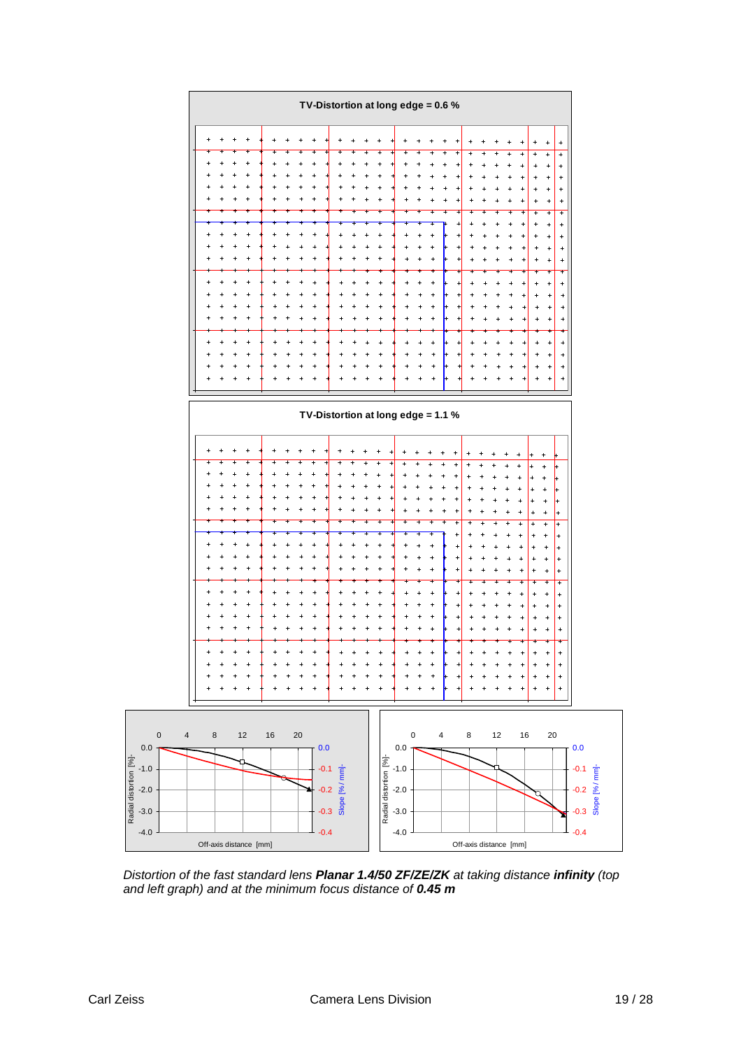**TV-Distortion at long edge = 0.6 %**

**TV-Distortion at long edge = 1.1 %**

*Distortion of the fast standard lens **Planar 1.4/50 ZF/ZE/ZK** at taking distance **infinity** (top and left graph) and at the minimum focus distance of **0.45 m***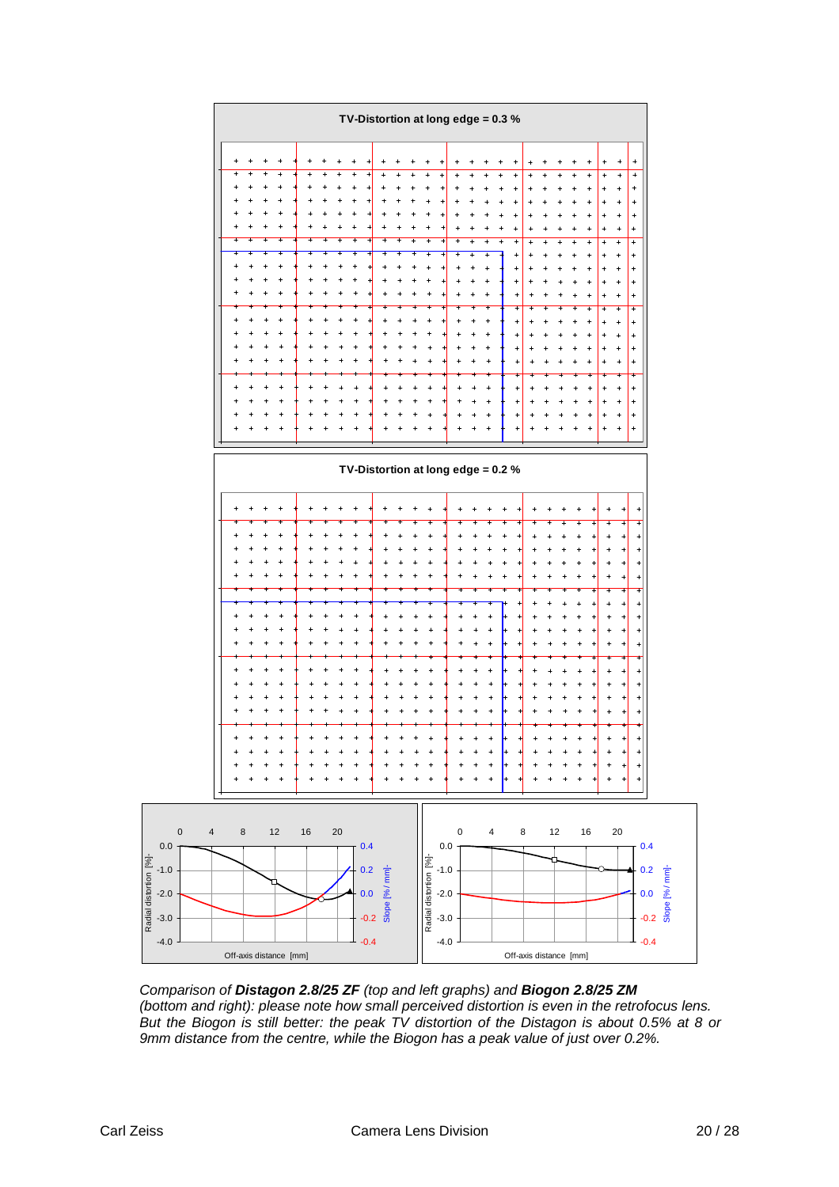TV-Distortion at long edge = 0.3 %

TV-Distortion at long edge = 0.2 %

*Comparison of **Distagon 2.8/25 ZF** (top and left graphs) and **Biogon 2.8/25 ZM** (bottom and right): please note how small perceived distortion is even in the retrofocus lens. But the Biogon is still better: the peak TV distortion of the Distagon is about 0.5% at 8 or 9mm distance from the centre, while the Biogon has a peak value of just over 0.2%.*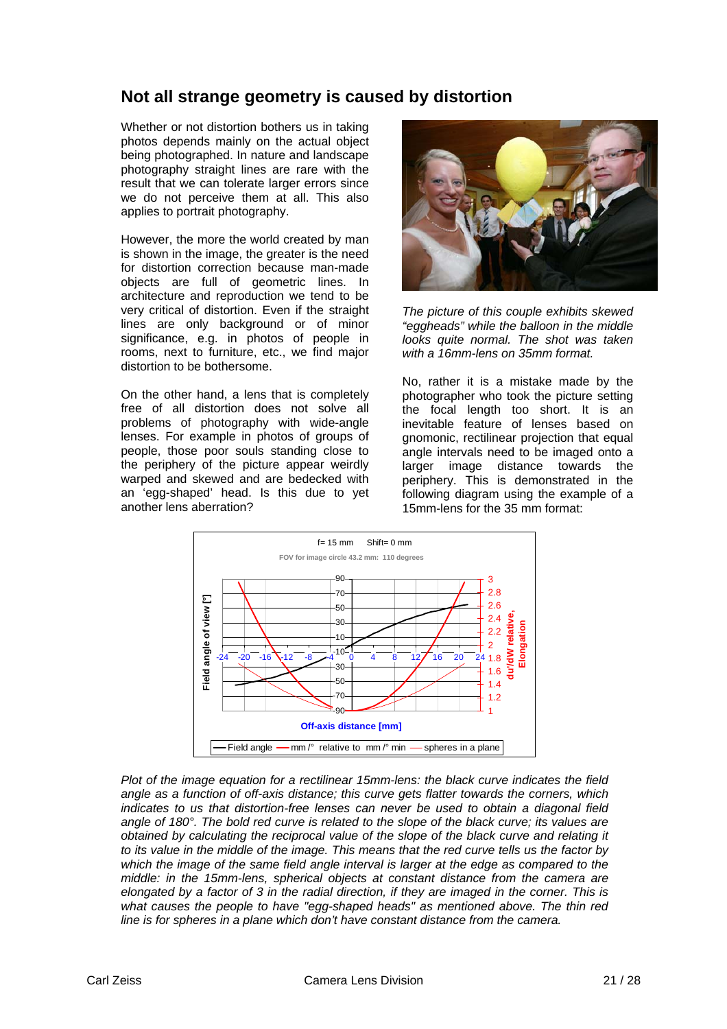## Not all strange geometry is caused by distortion

Whether or not distortion bothers us in taking photos depends mainly on the actual object being photographed. In nature and landscape photography straight lines are rare with the result that we can tolerate larger errors since we do not perceive them at all. This also applies to portrait photography.

However, the more the world created by man is shown in the image, the greater is the need for distortion correction because man-made objects are full of geometric lines. In architecture and reproduction we tend to be very critical of distortion. Even if the straight lines are only background or of minor significance, e.g. in photos of people in rooms, next to furniture, etc., we find major distortion to be bothersome.

On the other hand, a lens that is completely free of all distortion does not solve all problems of photography with wide-angle lenses. For example in photos of groups of people, those poor souls standing close to the periphery of the picture appear weirdly warped and skewed and are bedecked with an 'egg-shaped' head. Is this due to yet another lens aberration?

*The picture of this couple exhibits skewed "eggheads" while the balloon in the middle looks quite normal. The shot was taken with a 16mm-lens on 35mm format.*

No, rather it is a mistake made by the photographer who took the picture setting the focal length too short. It is an inevitable feature of lenses based on gnomonic, rectilinear projection that equal angle intervals need to be imaged onto a larger image distance towards the periphery. This is demonstrated in the following diagram using the example of a 15mm-lens for the 35 mm format:

*Plot of the image equation for a rectilinear 15mm-lens: the black curve indicates the field angle as a function of off-axis distance; this curve gets flatter towards the corners, which indicates to us that distortion-free lenses can never be used to obtain a diagonal field angle of 180°. The bold red curve is related to the slope of the black curve; its values are obtained by calculating the reciprocal value of the slope of the black curve and relating it to its value in the middle of the image. This means that the red curve tells us the factor by which the image of the same field angle interval is larger at the edge as compared to the middle: in the 15mm-lens, spherical objects at constant distance from the camera are elongated by a factor of 3 in the radial direction, if they are imaged in the corner. This is what causes the people to have "egg-shaped heads" as mentioned above. The thin red line is for spheres in a plane which don't have constant distance from the camera.*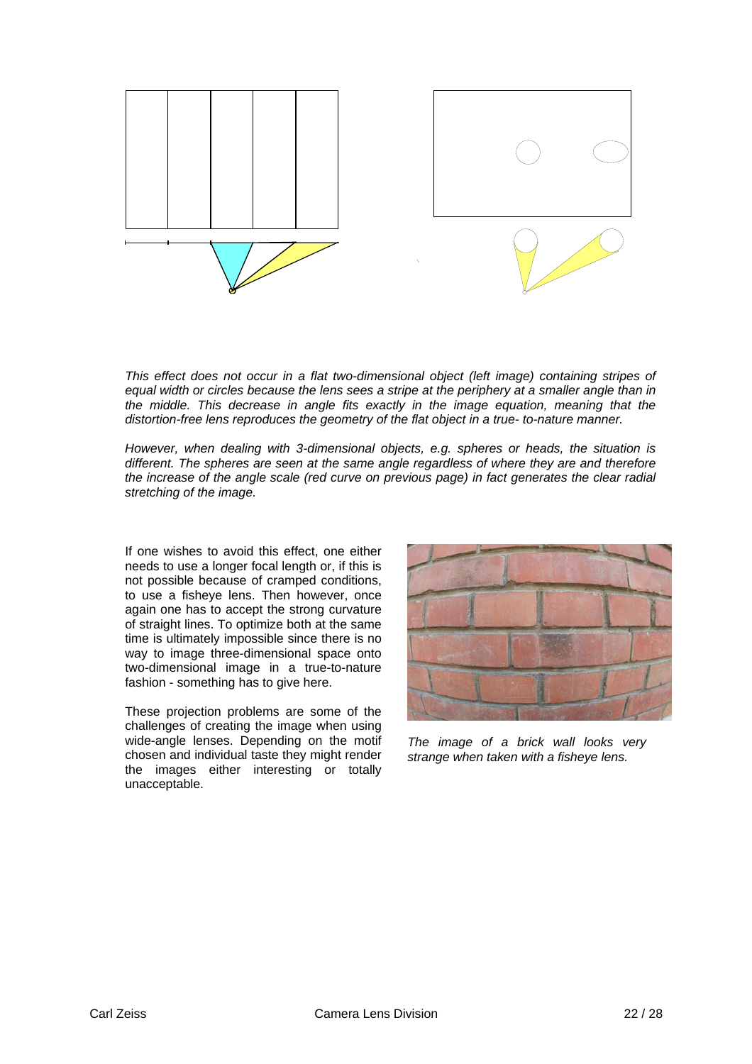*This effect does not occur in a flat two-dimensional object (left image) containing stripes of equal width or circles because the lens sees a stripe at the periphery at a smaller angle than in the middle. This decrease in angle fits exactly in the image equation, meaning that the distortion-free lens reproduces the geometry of the flat object in a true- to-nature manner.*

*However, when dealing with 3-dimensional objects, e.g. spheres or heads, the situation is different. The spheres are seen at the same angle regardless of where they are and therefore the increase of the angle scale (red curve on previous page) in fact generates the clear radial stretching of the image.*

If one wishes to avoid this effect, one either needs to use a longer focal length or, if this is not possible because of cramped conditions, to use a fisheye lens. Then however, once again one has to accept the strong curvature of straight lines. To optimize both at the same time is ultimately impossible since there is no way to image three-dimensional space onto two-dimensional image in a true-to-nature fashion - something has to give here.

These projection problems are some of the challenges of creating the image when using wide-angle lenses. Depending on the motif chosen and individual taste they might render the images either interesting or totally unacceptable.

*The image of a brick wall looks very strange when taken with a fisheye lens.*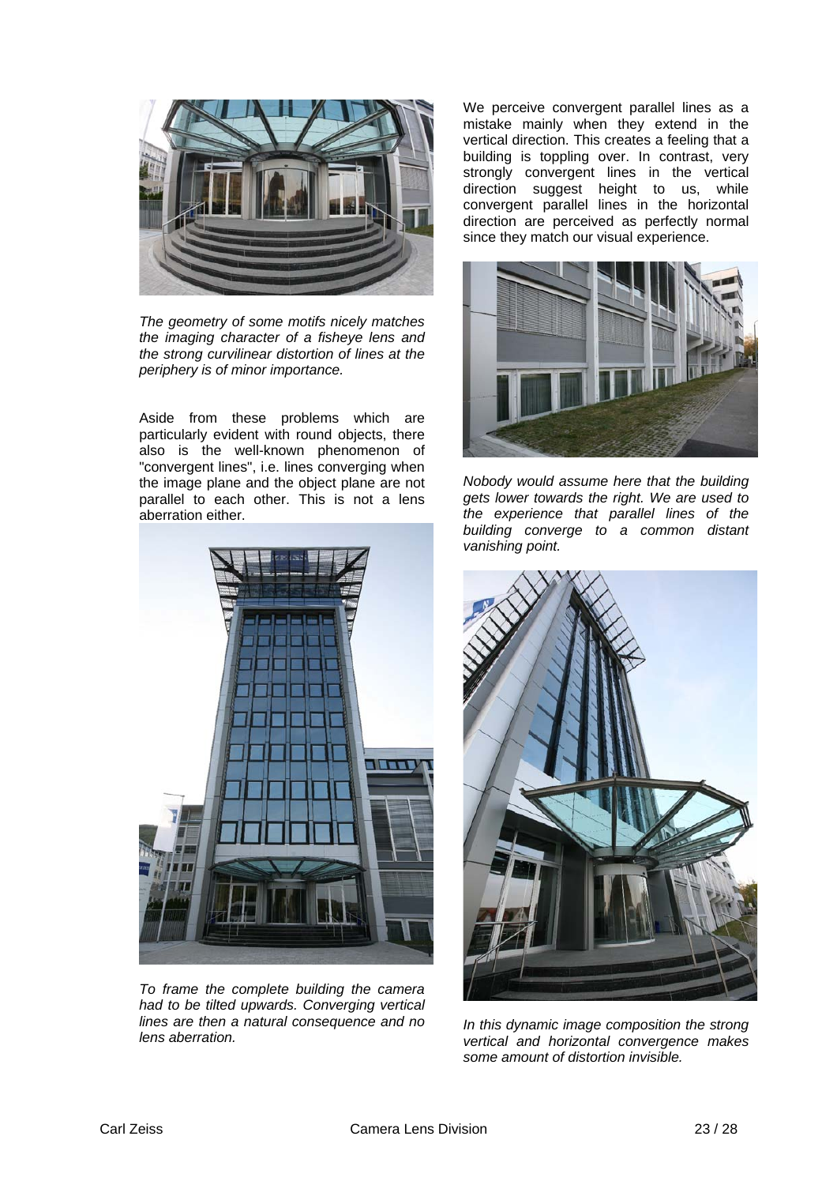*The geometry of some motifs nicely matches the imaging character of a fisheye lens and the strong curvilinear distortion of lines at the periphery is of minor importance.*

Aside from these problems which are particularly evident with round objects, there also is the well-known phenomenon of "convergent lines", i.e. lines converging when the image plane and the object plane are not parallel to each other. This is not a lens aberration either.

*To frame the complete building the camera had to be tilted upwards. Converging vertical lines are then a natural consequence and no lens aberration.*

We perceive convergent parallel lines as a mistake mainly when they extend in the vertical direction. This creates a feeling that a building is toppling over. In contrast, very strongly convergent lines in the vertical direction suggest height to us, while convergent parallel lines in the horizontal direction are perceived as perfectly normal since they match our visual experience.

*Nobody would assume here that the building gets lower towards the right. We are used to the experience that parallel lines of the building converge to a common distant vanishing point.*

*In this dynamic image composition the strong vertical and horizontal convergence makes some amount of distortion invisible.*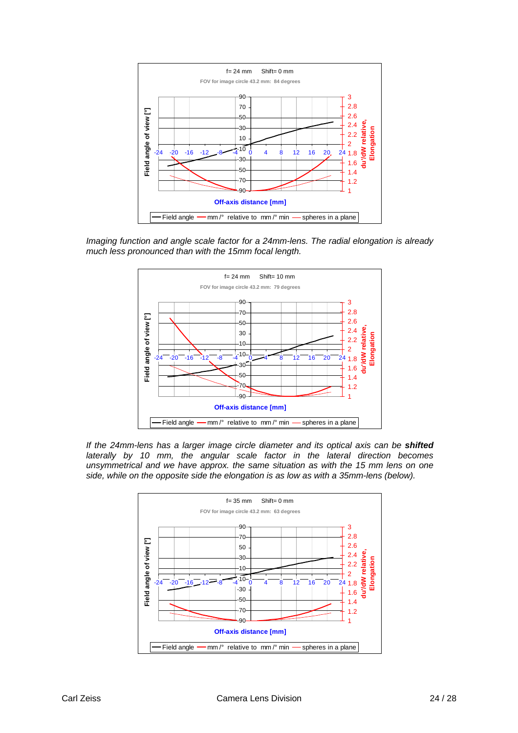*Imaging function and angle scale factor for a 24mm-lens. The radial elongation is already much less pronounced than with the 15mm focal length.*

*If the 24mm-lens has a larger image circle diameter and its optical axis can be **shifted** laterally by 10 mm, the angular scale factor in the lateral direction becomes unsymmetrical and we have approx. the same situation as with the 15 mm lens on one side, while on the opposite side the elongation is as low as with a 35mm-lens (below).*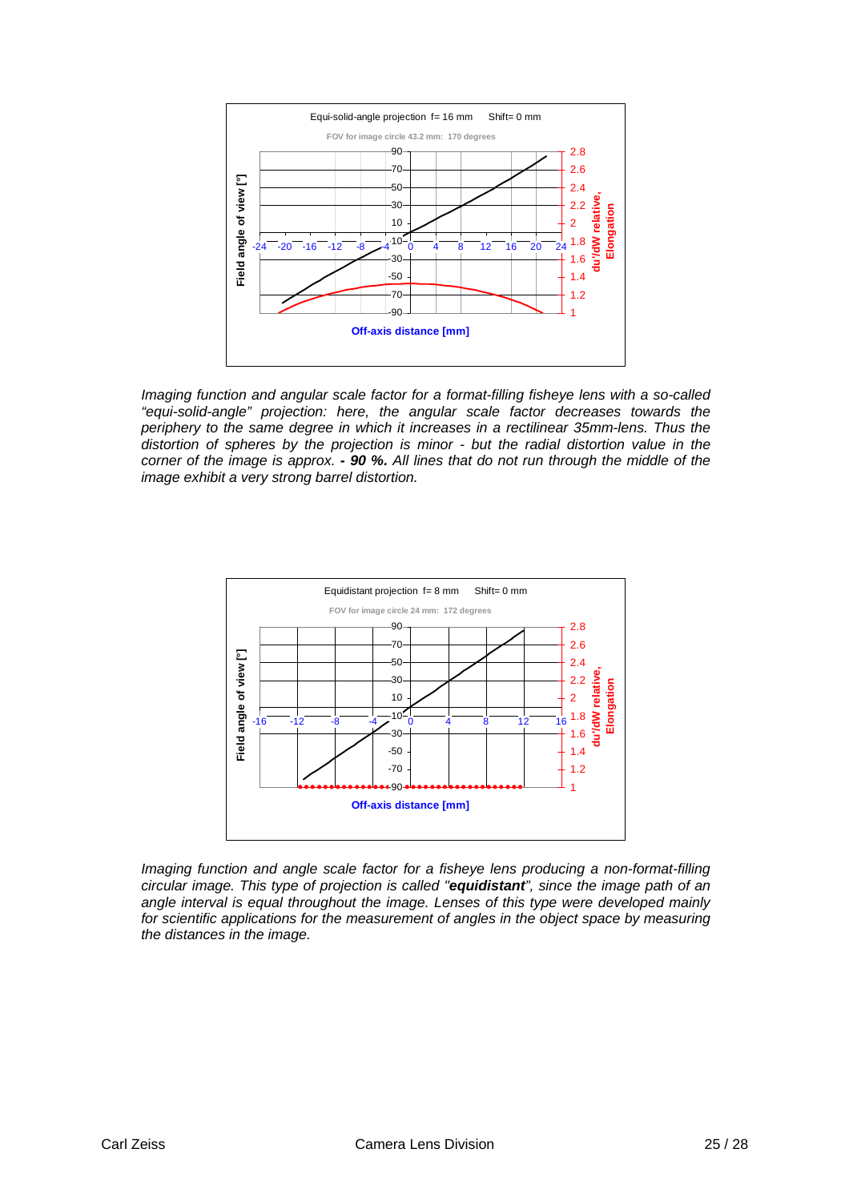*Imaging function and angular scale factor for a format-filling fisheye lens with a so-called "equi-solid-angle" projection: here, the angular scale factor decreases towards the periphery to the same degree in which it increases in a rectilinear 35mm-lens. Thus the distortion of spheres by the projection is minor - but the radial distortion value in the corner of the image is approx.* ***- 90 %.*** *All lines that do not run through the middle of the image exhibit a very strong barrel distortion.*

*Imaging function and angle scale factor for a fisheye lens producing a non-format-filling circular image. This type of projection is called "****equidistant****", since the image path of an angle interval is equal throughout the image. Lenses of this type were developed mainly for scientific applications for the measurement of angles in the object space by measuring the distances in the image.*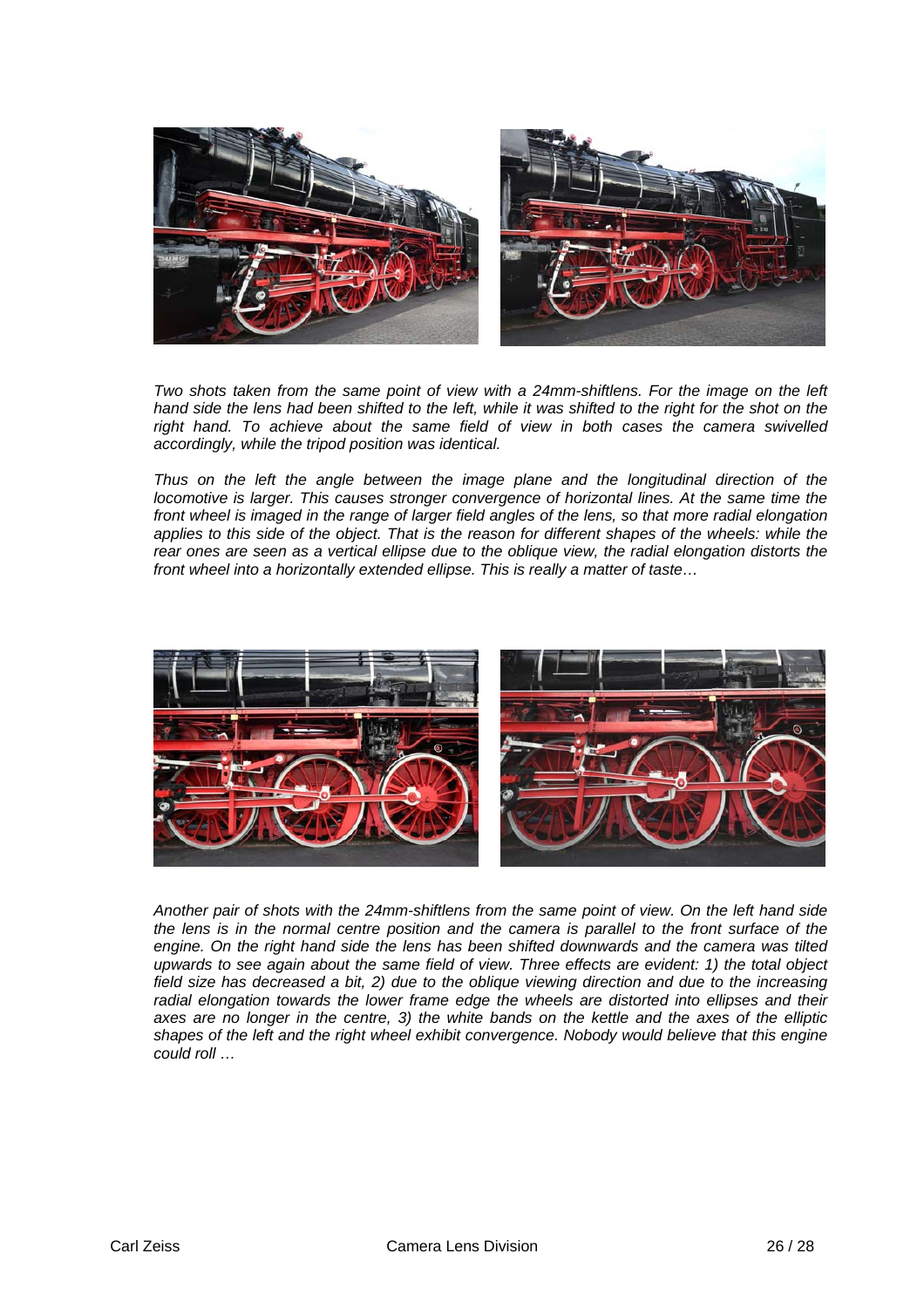*Two shots taken from the same point of view with a 24mm-shiftlens. For the image on the left hand side the lens had been shifted to the left, while it was shifted to the right for the shot on the right hand. To achieve about the same field of view in both cases the camera swivelled accordingly, while the tripod position was identical.*

*Thus on the left the angle between the image plane and the longitudinal direction of the locomotive is larger. This causes stronger convergence of horizontal lines. At the same time the front wheel is imaged in the range of larger field angles of the lens, so that more radial elongation applies to this side of the object. That is the reason for different shapes of the wheels: while the rear ones are seen as a vertical ellipse due to the oblique view, the radial elongation distorts the front wheel into a horizontally extended ellipse. This is really a matter of taste…*

*Another pair of shots with the 24mm-shiftlens from the same point of view. On the left hand side the lens is in the normal centre position and the camera is parallel to the front surface of the engine. On the right hand side the lens has been shifted downwards and the camera was tilted upwards to see again about the same field of view. Three effects are evident: 1) the total object field size has decreased a bit, 2) due to the oblique viewing direction and due to the increasing radial elongation towards the lower frame edge the wheels are distorted into ellipses and their axes are no longer in the centre, 3) the white bands on the kettle and the axes of the elliptic shapes of the left and the right wheel exhibit convergence. Nobody would believe that this engine could roll …*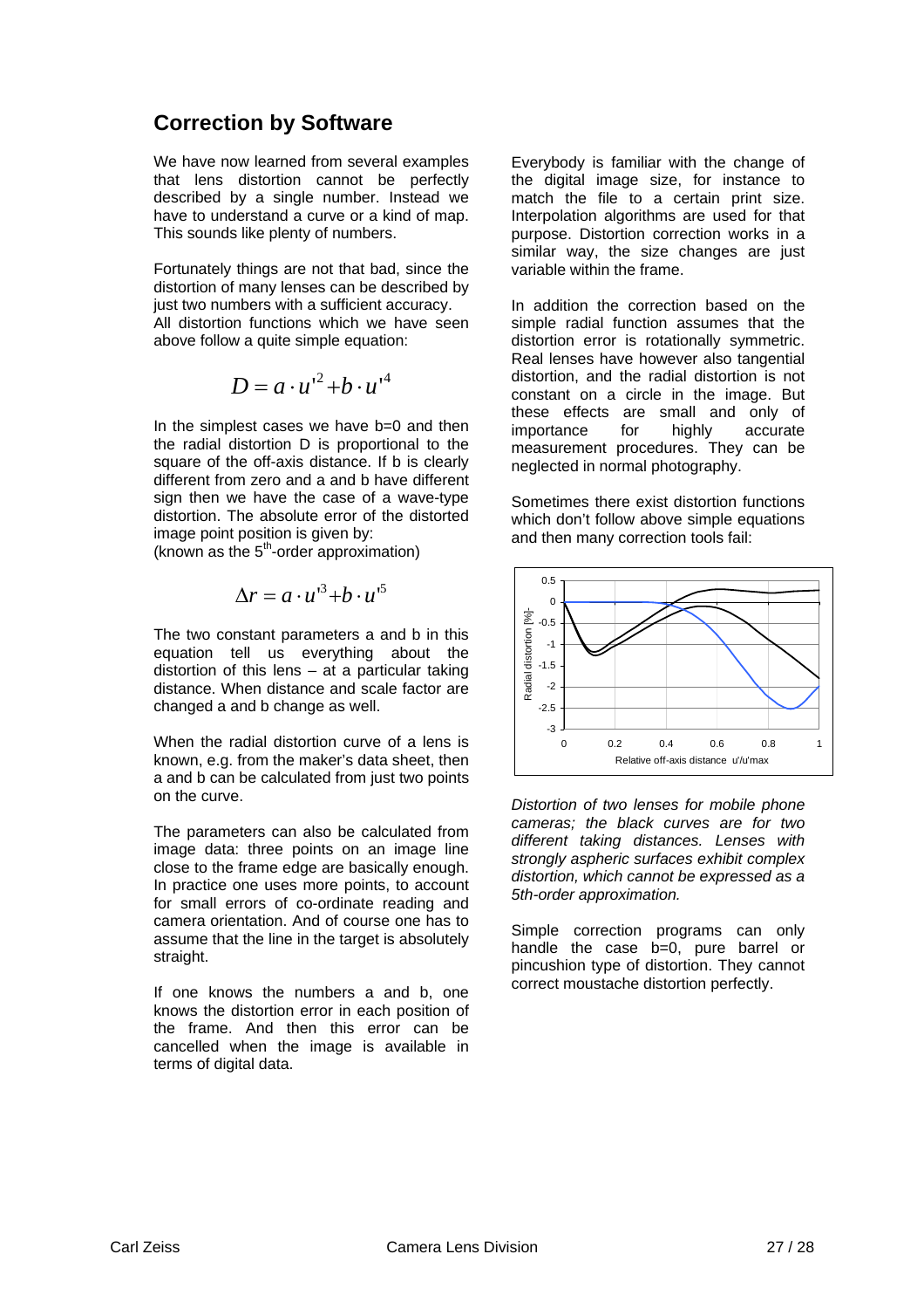## Correction by Software

We have now learned from several examples that lens distortion cannot be perfectly described by a single number. Instead we have to understand a curve or a kind of map. This sounds like plenty of numbers.

Fortunately things are not that bad, since the distortion of many lenses can be described by just two numbers with a sufficient accuracy.
All distortion functions which we have seen above follow a quite simple equation:

$$D = a \cdot u'^2 + b \cdot u'^4$$

In the simplest cases we have b=0 and then the radial distortion D is proportional to the square of the off-axis distance. If b is clearly different from zero and a and b have different sign then we have the case of a wave-type distortion. The absolute error of the distorted image point position is given by:
(known as the 5[th]-order approximation)

$$\Delta r = a \cdot u'^3 + b \cdot u'^5$$

The two constant parameters a and b in this equation tell us everything about the distortion of this lens – at a particular taking distance. When distance and scale factor are changed a and b change as well.

When the radial distortion curve of a lens is known, e.g. from the maker's data sheet, then a and b can be calculated from just two points on the curve.

The parameters can also be calculated from image data: three points on an image line close to the frame edge are basically enough. In practice one uses more points, to account for small errors of co-ordinate reading and camera orientation. And of course one has to assume that the line in the target is absolutely straight.

If one knows the numbers a and b, one knows the distortion error in each position of the frame. And then this error can be cancelled when the image is available in terms of digital data.

Everybody is familiar with the change of the digital image size, for instance to match the file to a certain print size. Interpolation algorithms are used for that purpose. Distortion correction works in a similar way, the size changes are just variable within the frame.

In addition the correction based on the simple radial function assumes that the distortion error is rotationally symmetric. Real lenses have however also tangential distortion, and the radial distortion is not constant on a circle in the image. But these effects are small and only of importance for highly accurate measurement procedures. They can be neglected in normal photography.

Sometimes there exist distortion functions which don't follow above simple equations and then many correction tools fail:

*Distortion of two lenses for mobile phone cameras; the black curves are for two different taking distances. Lenses with strongly aspheric surfaces exhibit complex distortion, which cannot be expressed as a 5th-order approximation.*

Simple correction programs can only handle the case b=0, pure barrel or pincushion type of distortion. They cannot correct moustache distortion perfectly.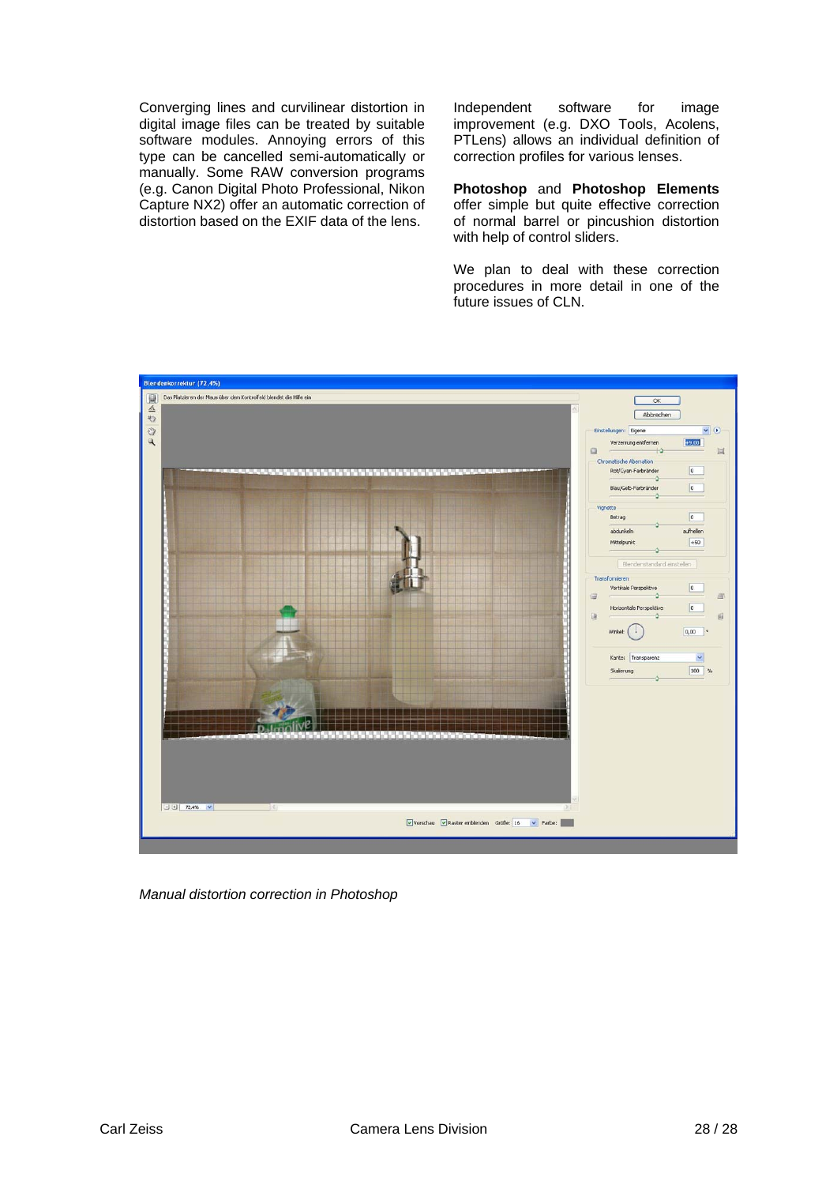Converging lines and curvilinear distortion in digital image files can be treated by suitable software modules. Annoying errors of this type can be cancelled semi-automatically or manually. Some RAW conversion programs (e.g. Canon Digital Photo Professional, Nikon Capture NX2) offer an automatic correction of distortion based on the EXIF data of the lens.

Independent software for image improvement (e.g. DXO Tools, Acolens, PTLens) allows an individual definition of correction profiles for various lenses.

**Photoshop** and **Photoshop Elements** offer simple but quite effective correction of normal barrel or pincushion distortion with help of control sliders.

We plan to deal with these correction procedures in more detail in one of the future issues of CLN.

*Manual distortion correction in Photoshop*